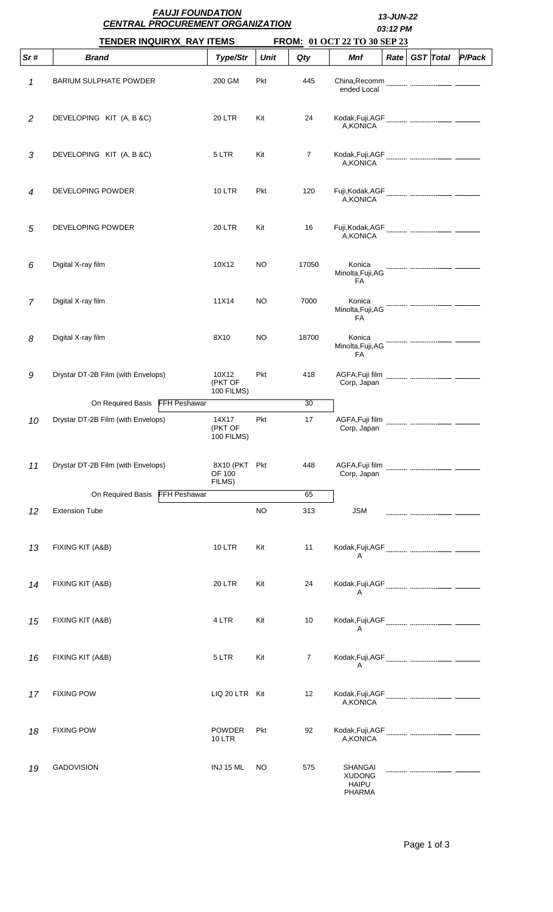# FAUJI FOUNDATION
## CENTRAL PROCUREMENT ORGANIZATION

**13-JUN-22**
**03:12 PM**

**TENDER INQUIRYX_RAY ITEMS** **FROM: 01 OCT 22 TO 30 SEP 23**

| Sr # | Brand | Type/Str | Unit | Qty | Mnf | Rate | GST | Total | P/Pack |
|---|---|---|---|---|---|---|---|---|---|
| 1 | BARIUM SULPHATE POWDER | 200 GM | Pkt | 445 | China,Recommended Local | | | | |
| 2 | DEVELOPING KIT (A, B &C) | 20 LTR | Kit | 24 | Kodak,Fuji,AGFA,KONICA | | | | |
| 3 | DEVELOPING KIT (A, B &C) | 5 LTR | Kit | 7 | Kodak,Fuji,AGFA,KONICA | | | | |
| 4 | DEVELOPING POWDER | 10 LTR | Pkt | 120 | Fuji,Kodak,AGFA,KONICA | | | | |
| 5 | DEVELOPING POWDER | 20 LTR | Kit | 16 | Fuji,Kodak,AGFA,KONICA | | | | |
| 6 | Digital X-ray film | 10X12 | NO | 17050 | Konica Minolta,Fuji,AGFA | | | | |
| 7 | Digital X-ray film | 11X14 | NO | 7000 | Konica Minolta,Fuji,AGFA | | | | |
| 8 | Digital X-ray film | 8X10 | NO | 18700 | Konica Minolta,Fuji,AGFA | | | | |
| 9 | Drystar DT-2B Film (with Envelops) | 10X12 (PKT OF 100 FILMS) | Pkt | 418 | AGFA,Fuji film Corp, Japan | | | | |
| | On Required Basis FFH Peshawar | | | 30 | | | | | |
| 10 | Drystar DT-2B Film (with Envelops) | 14X17 (PKT OF 100 FILMS) | Pkt | 17 | AGFA,Fuji film Corp, Japan | | | | |
| 11 | Drystar DT-2B Film (with Envelops) | 8X10 (PKT OF 100 FILMS) | Pkt | 448 | AGFA,Fuji film Corp, Japan | | | | |
| | On Required Basis FFH Peshawar | | | 65 | | | | | |
| 12 | Extension Tube | | NO | 313 | JSM | | | | |
| 13 | FIXING KIT (A&B) | 10 LTR | Kit | 11 | Kodak,Fuji,AGFA | | | | |
| 14 | FIXING KIT (A&B) | 20 LTR | Kit | 24 | Kodak,Fuji,AGFA | | | | |
| 15 | FIXING KIT (A&B) | 4 LTR | Kit | 10 | Kodak,Fuji,AGFA | | | | |
| 16 | FIXING KIT (A&B) | 5 LTR | Kit | 7 | Kodak,Fuji,AGFA | | | | |
| 17 | FIXING POW | LIQ 20 LTR | Kit | 12 | Kodak,Fuji,AGFA,KONICA | | | | |
| 18 | FIXING POW | POWDER 10 LTR | Pkt | 92 | Kodak,Fuji,AGFA,KONICA | | | | |
| 19 | GADOVISION | INJ 15 ML | NO | 575 | SHANGAI XUDONG HAIPU PHARMA | | | | |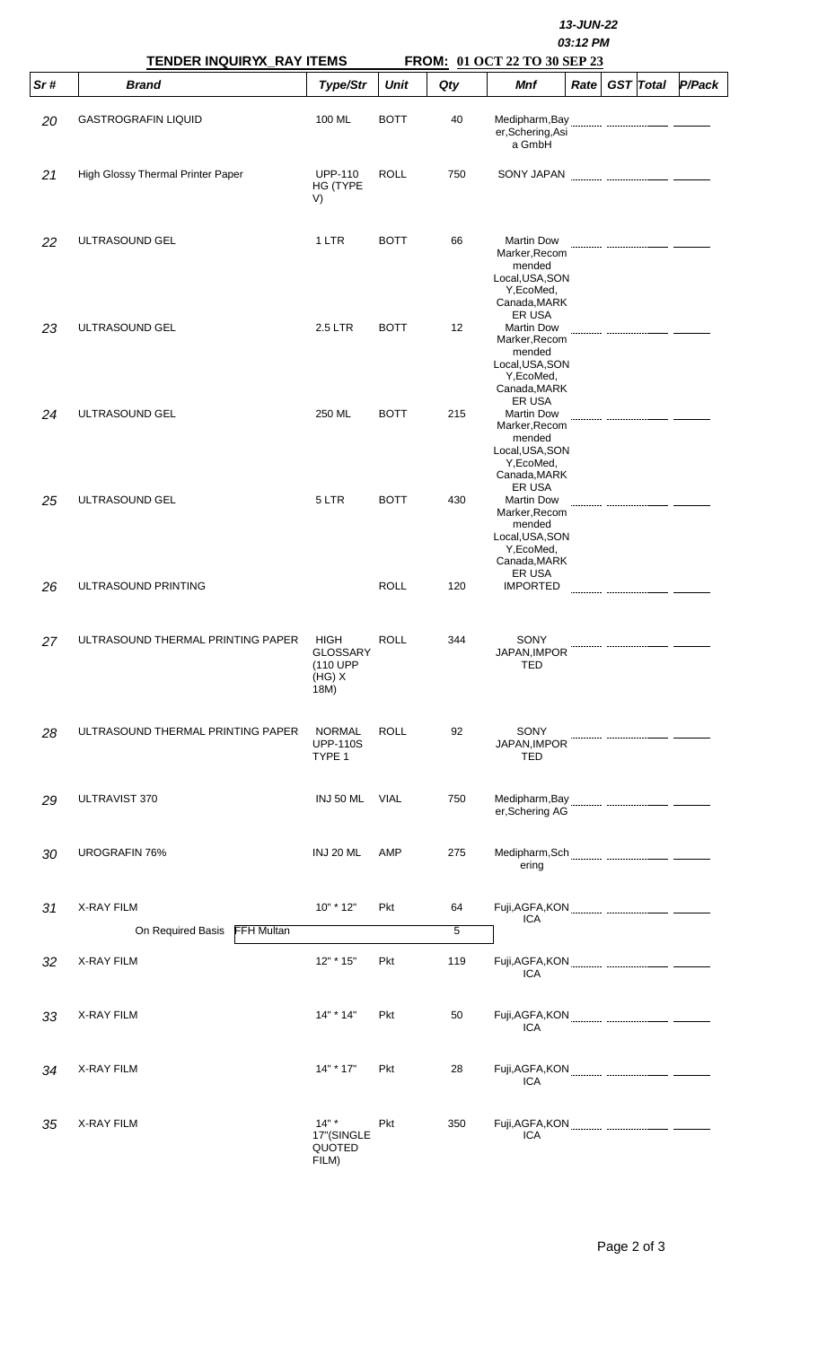13-JUN-22
03:12 PM

**TENDER INQUIRYX_RAY ITEMS** **FROM: 01 OCT 22 TO 30 SEP 23**

| Sr # | Brand | Type/Str | Unit | Qty | Mnf | Rate | GST | Total | P/Pack |
|---|---|---|---|---|---|---|---|---|---|
| 20 | GASTROGRAFIN LIQUID | 100 ML | BOTT | 40 | Medipharm,Bayer,Schering,Asia GmbH | | | | |
| 21 | High Glossy Thermal Printer Paper | UPP-110 HG (TYPE V) | ROLL | 750 | SONY JAPAN | | | | |
| 22 | ULTRASOUND GEL | 1 LTR | BOTT | 66 | Martin Dow Marker,Recommended Local,USA,SONY,EcoMed, Canada,MARKER USA | | | | |
| 23 | ULTRASOUND GEL | 2.5 LTR | BOTT | 12 | Martin Dow Marker,Recommended Local,USA,SONY,EcoMed, Canada,MARKER USA | | | | |
| 24 | ULTRASOUND GEL | 250 ML | BOTT | 215 | Martin Dow Marker,Recommended Local,USA,SONY,EcoMed, Canada,MARKER USA | | | | |
| 25 | ULTRASOUND GEL | 5 LTR | BOTT | 430 | Martin Dow Marker,Recommended Local,USA,SONY,EcoMed, Canada,MARKER USA | | | | |
| 26 | ULTRASOUND PRINTING | | ROLL | 120 | IMPORTED | | | | |
| 27 | ULTRASOUND THERMAL PRINTING PAPER | HIGH GLOSSARY (110 UPP (HG) X 18M) | ROLL | 344 | SONY JAPAN,IMPORTED | | | | |
| 28 | ULTRASOUND THERMAL PRINTING PAPER | NORMAL UPP-110S TYPE 1 | ROLL | 92 | SONY JAPAN,IMPORTED | | | | |
| 29 | ULTRAVIST 370 | INJ 50 ML | VIAL | 750 | Medipharm,Bayer,Schering AG | | | | |
| 30 | UROGRAFIN 76% | INJ 20 ML | AMP | 275 | Medipharm,Schering | | | | |
| 31 | X-RAY FILM | 10" * 12" | Pkt | 64 | Fuji,AGFA,KONICA | | | | |
| | On Required Basis FFH Multan | | | 5 | | | | | |
| 32 | X-RAY FILM | 12" * 15" | Pkt | 119 | Fuji,AGFA,KONICA | | | | |
| 33 | X-RAY FILM | 14" * 14" | Pkt | 50 | Fuji,AGFA,KONICA | | | | |
| 34 | X-RAY FILM | 14" * 17" | Pkt | 28 | Fuji,AGFA,KONICA | | | | |
| 35 | X-RAY FILM | 14" * 17"(SINGLE QUOTED FILM) | Pkt | 350 | Fuji,AGFA,KONICA | | | | |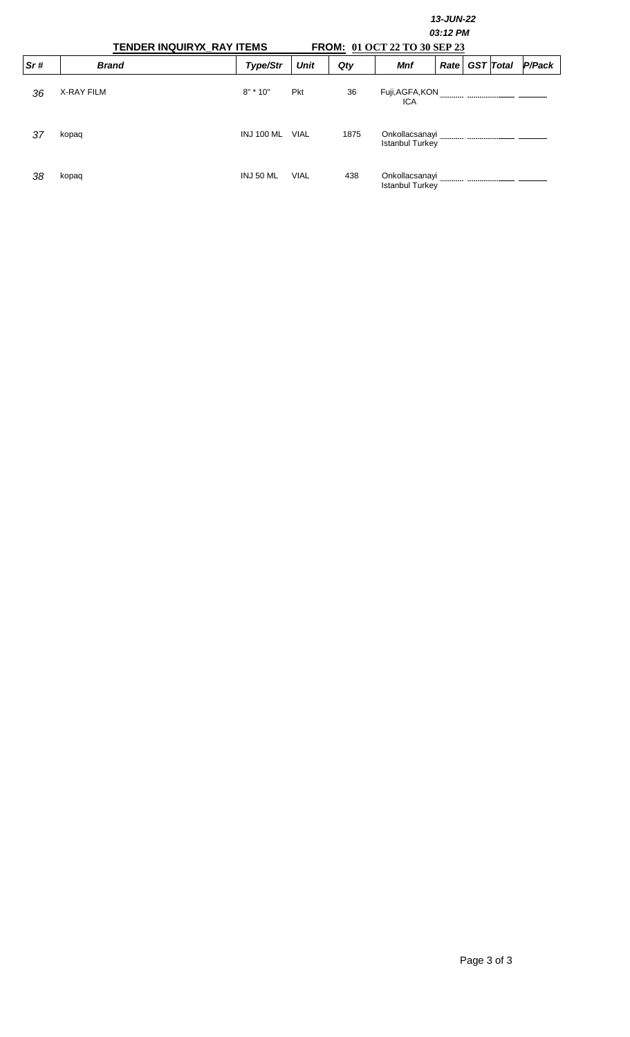**13-JUN-22**
**03:12 PM**

**TENDER INQUIRYX_RAY ITEMS** **FROM: 01 OCT 22 TO 30 SEP 23**

| Sr # | Brand | Type/Str | Unit | Qty | Mnf | Rate | GST | Total | P/Pack |
|---|---|---|---|---|---|---|---|---|---|
| 36 | X-RAY FILM | 8" * 10" | Pkt | 36 | Fuji,AGFA,KONICA | | | | |
| 37 | kopaq | INJ 100 ML | VIAL | 1875 | Onkollacsanayi Istanbul Turkey | | | | |
| 38 | kopaq | INJ 50 ML | VIAL | 438 | Onkollacsanayi Istanbul Turkey | | | | |